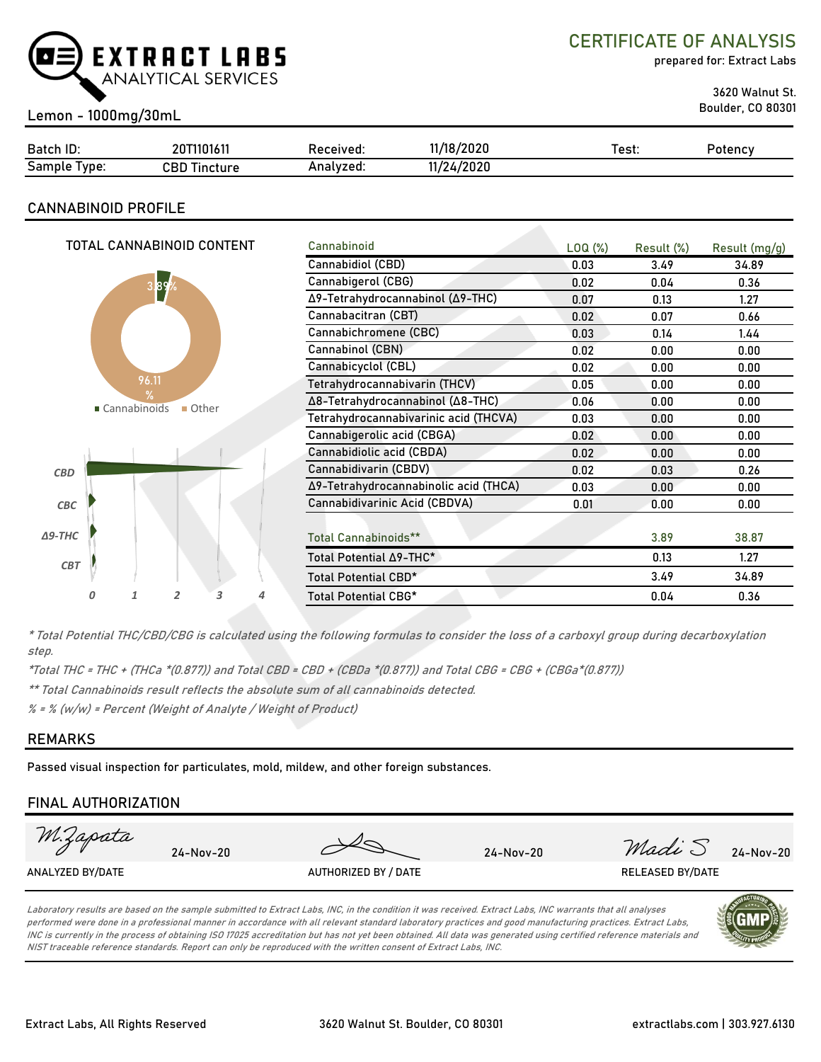# EXTRACT LABS ANALYTICAL SERVICES

## CERTIFICATE OF ANALYSIS

prepared for: Extract Labs

3620 Walnut St.
Boulder, CO 80301

Lemon - 1000mg/30mL

| Batch ID: | 20T1101611 | Received: | 11/18/2020 | Test: | Potency |
|---|---|---|---|---|---|
| Sample Type: | CBD Tincture | Analyzed: | 11/24/2020 | | |

## CANNABINOID PROFILE

TOTAL CANNABINOID CONTENT

3.89%

96.11 %

■ Cannabinoids ■ Other

CBD, CBC, Δ9-THC, CBT

0 1 2 3 4

| Cannabinoid | LOQ (%) | Result (%) | Result (mg/g) |
|---|---|---|---|
| Cannabidiol (CBD) | 0.03 | 3.49 | 34.89 |
| Cannabigerol (CBG) | 0.02 | 0.04 | 0.36 |
| Δ9-Tetrahydrocannabinol (Δ9-THC) | 0.07 | 0.13 | 1.27 |
| Cannabacitran (CBT) | 0.02 | 0.07 | 0.66 |
| Cannabichromene (CBC) | 0.03 | 0.14 | 1.44 |
| Cannabinol (CBN) | 0.02 | 0.00 | 0.00 |
| Cannabicyclol (CBL) | 0.02 | 0.00 | 0.00 |
| Tetrahydrocannabivarin (THCV) | 0.05 | 0.00 | 0.00 |
| Δ8-Tetrahydrocannabinol (Δ8-THC) | 0.06 | 0.00 | 0.00 |
| Tetrahydrocannabivarinic acid (THCVA) | 0.03 | 0.00 | 0.00 |
| Cannabigerolic acid (CBGA) | 0.02 | 0.00 | 0.00 |
| Cannabidiolic acid (CBDA) | 0.02 | 0.00 | 0.00 |
| Cannabidivarin (CBDV) | 0.02 | 0.03 | 0.26 |
| Δ9-Tetrahydrocannabinolic acid (THCA) | 0.03 | 0.00 | 0.00 |
| Cannabidivarinic Acid (CBDVA) | 0.01 | 0.00 | 0.00 |
| | | | |
| Total Cannabinoids** | | 3.89 | 38.87 |
| Total Potential Δ9-THC* | | 0.13 | 1.27 |
| Total Potential CBD* | | 3.49 | 34.89 |
| Total Potential CBG* | | 0.04 | 0.36 |

*\* Total Potential THC/CBD/CBG is calculated using the following formulas to consider the loss of a carboxyl group during decarboxylation step.*

*\*Total THC = THC + (THCa \*(0.877)) and Total CBD = CBD + (CBDa \*(0.877)) and Total CBG = CBG + (CBGa\*(0.877))*

*\*\* Total Cannabinoids result reflects the absolute sum of all cannabinoids detected.*

*% = % (w/w) = Percent (Weight of Analyte / Weight of Product)*

## REMARKS

Passed visual inspection for particulates, mold, mildew, and other foreign substances.

## FINAL AUTHORIZATION

| M.Zapata 24-Nov-20 | [signature] 24-Nov-20 | Madi S 24-Nov-20 |
|---|---|---|
| ANALYZED BY/DATE | AUTHORIZED BY / DATE | RELEASED BY/DATE |

*Laboratory results are based on the sample submitted to Extract Labs, INC, in the condition it was received. Extract Labs, INC warrants that all analyses performed were done in a professional manner in accordance with all relevant standard laboratory practices and good manufacturing practices. Extract Labs, INC is currently in the process of obtaining ISO 17025 accreditation but has not yet been obtained. All data was generated using certified reference materials and NIST traceable reference standards. Report can only be reproduced with the written consent of Extract Labs, INC.*

Extract Labs, All Rights Reserved | 3620 Walnut St. Boulder, CO 80301 | extractlabs.com | 303.927.6130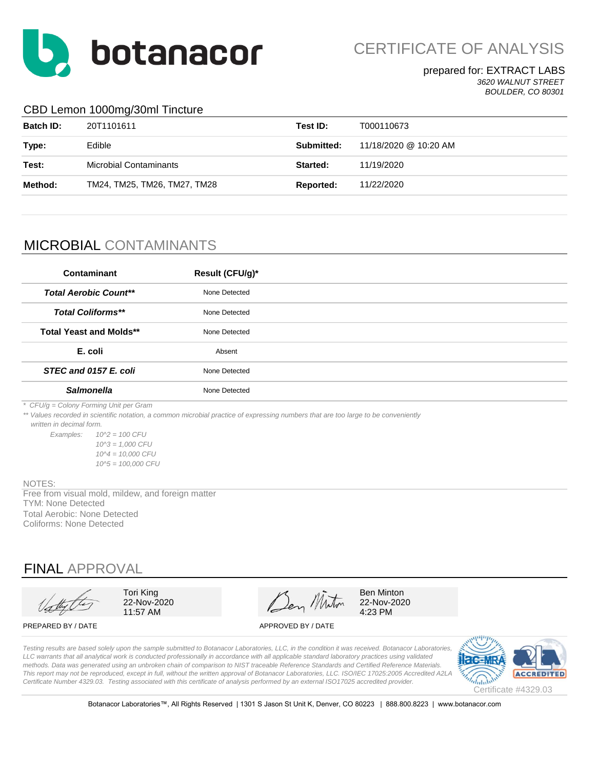# botanacor

## CERTIFICATE OF ANALYSIS

prepared for: EXTRACT LABS
*3620 WALNUT STREET*
*BOULDER, CO 80301*

### CBD Lemon 1000mg/30ml Tincture

| | | | |
|---|---|---|---|
| **Batch ID:** | 20T1101611 | **Test ID:** | T000110673 |
| **Type:** | Edible | **Submitted:** | 11/18/2020 @ 10:20 AM |
| **Test:** | Microbial Contaminants | **Started:** | 11/19/2020 |
| **Method:** | TM24, TM25, TM26, TM27, TM28 | **Reported:** | 11/22/2020 |

## MICROBIAL CONTAMINANTS

| Contaminant | Result (CFU/g)* |
|---|---|
| ***Total Aerobic Count**** | None Detected |
| ***Total Coliforms**** | None Detected |
| **Total Yeast and Molds**** | None Detected |
| **E. coli** | Absent |
| ***STEC and 0157 E. coli*** | None Detected |
| ***Salmonella*** | None Detected |

*\* CFU/g = Colony Forming Unit per Gram*

*\*\* Values recorded in scientific notation, a common microbial practice of expressing numbers that are too large to be conveniently written in decimal form.*

*Examples: 10^2 = 100 CFU*
*10^3 = 1,000 CFU*
*10^4 = 10,000 CFU*
*10^5 = 100,000 CFU*

NOTES:
Free from visual mold, mildew, and foreign matter
TYM: None Detected
Total Aerobic: None Detected
Coliforms: None Detected

## FINAL APPROVAL

| PREPARED BY / DATE | APPROVED BY / DATE |
|---|---|
| Tori King 22-Nov-2020 11:57 AM | Ben Minton 22-Nov-2020 4:23 PM |

*Testing results are based solely upon the sample submitted to Botanacor Laboratories, LLC, in the condition it was received. Botanacor Laboratories, LLC warrants that all analytical work is conducted professionally in accordance with all applicable standard laboratory practices using validated methods. Data was generated using an unbroken chain of comparison to NIST traceable Reference Standards and Certified Reference Materials. This report may not be reproduced, except in full, without the written approval of Botanacor Laboratories, LLC. ISO/IEC 17025:2005 Accredited A2LA Certificate Number 4329.03. Testing associated with this certificate of analysis performed by an external ISO17025 accredited provider.*

Certificate #4329.03

Botanacor Laboratories™, All Rights Reserved | 1301 S Jason St Unit K, Denver, CO 80223 | 888.800.8223 | www.botanacor.com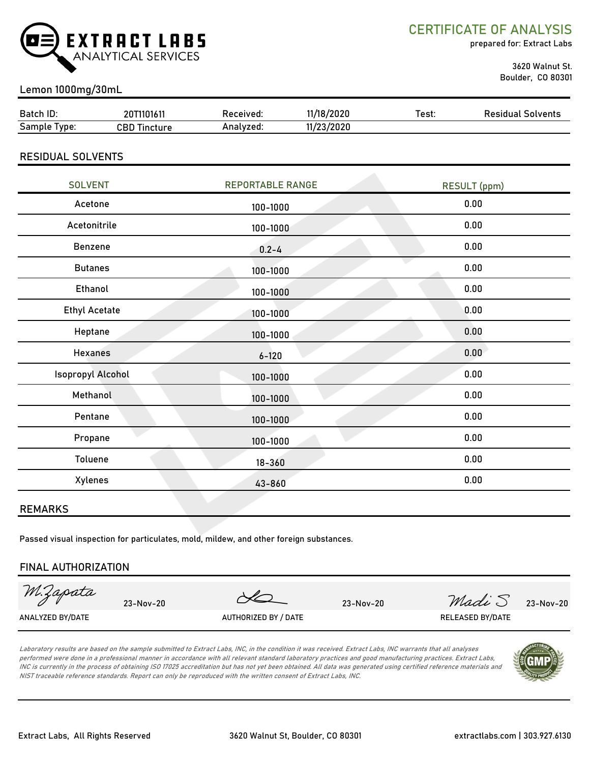# EXTRACT LABS ANALYTICAL SERVICES

## CERTIFICATE OF ANALYSIS

prepared for: Extract Labs

3620 Walnut St.
Boulder, CO 80301

Lemon 1000mg/30mL

| Batch ID: | 20T1101611 | Received: | 11/18/2020 | Test: | Residual Solvents |
|---|---|---|---|---|---|
| Sample Type: | CBD Tincture | Analyzed: | 11/23/2020 | | |

## RESIDUAL SOLVENTS

| SOLVENT | REPORTABLE RANGE | RESULT (ppm) |
|---|---|---|
| Acetone | 100-1000 | 0.00 |
| Acetonitrile | 100-1000 | 0.00 |
| Benzene | 0.2-4 | 0.00 |
| Butanes | 100-1000 | 0.00 |
| Ethanol | 100-1000 | 0.00 |
| Ethyl Acetate | 100-1000 | 0.00 |
| Heptane | 100-1000 | 0.00 |
| Hexanes | 6-120 | 0.00 |
| Isopropyl Alcohol | 100-1000 | 0.00 |
| Methanol | 100-1000 | 0.00 |
| Pentane | 100-1000 | 0.00 |
| Propane | 100-1000 | 0.00 |
| Toluene | 18-360 | 0.00 |
| Xylenes | 43-860 | 0.00 |

## REMARKS

Passed visual inspection for particulates, mold, mildew, and other foreign substances.

## FINAL AUTHORIZATION

| M.Zapata 23-Nov-20 | 23-Nov-20 | Madi S 23-Nov-20 |
|---|---|---|
| ANALYZED BY/DATE | AUTHORIZED BY / DATE | RELEASED BY/DATE |

*Laboratory results are based on the sample submitted to Extract Labs, INC, in the condition it was received. Extract Labs, INC warrants that all analyses performed were done in a professional manner in accordance with all relevant standard laboratory practices and good manufacturing practices. Extract Labs, INC is currently in the process of obtaining ISO 17025 accreditation but has not yet been obtained. All data was generated using certified reference materials and NIST traceable reference standards. Report can only be reproduced with the written consent of Extract Labs, INC.*

Extract Labs, All Rights Reserved | 3620 Walnut St, Boulder, CO 80301 | extractlabs.com | 303.927.6130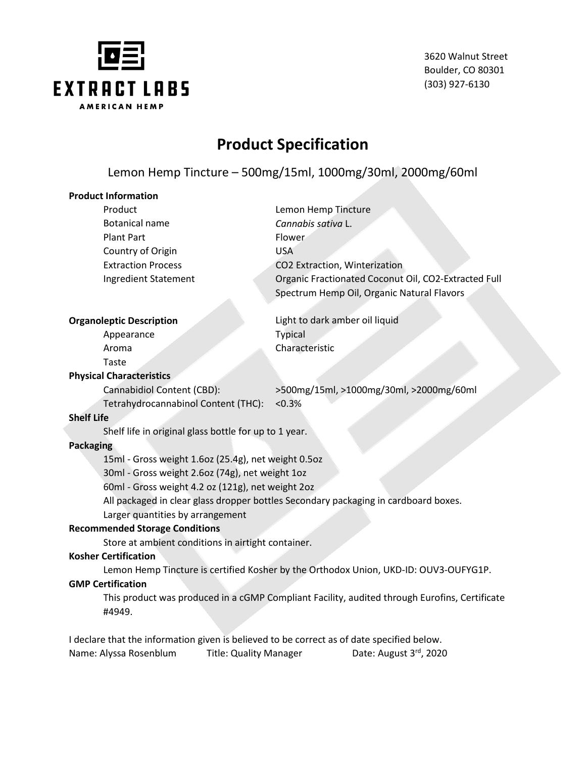EXTRACT LABS

AMERICAN HEMP

3620 Walnut Street
Boulder, CO 80301
(303) 927-6130

# Product Specification

## Lemon Hemp Tincture – 500mg/15ml, 1000mg/30ml, 2000mg/60ml

**Product Information**

| | |
|---|---|
| Product | Lemon Hemp Tincture |
| Botanical name | *Cannabis sativa* L. |
| Plant Part | Flower |
| Country of Origin | USA |
| Extraction Process | $CO_2$ Extraction, Winterization |
| Ingredient Statement | Organic Fractionated Coconut Oil, $CO_2$-Extracted Full Spectrum Hemp Oil, Organic Natural Flavors |

**Organoleptic Description**

| | |
|---|---|
| Appearance | Light to dark amber oil liquid |
| Aroma | Typical |
| Taste | Characteristic |

**Physical Characteristics**

| | |
|---|---|
| Cannabidiol Content (CBD): | >500mg/15ml, >1000mg/30ml, >2000mg/60ml |
| Tetrahydrocannabinol Content (THC): | <0.3% |

**Shelf Life**

Shelf life in original glass bottle for up to 1 year.

**Packaging**

15ml - Gross weight 1.6oz (25.4g), net weight 0.5oz
30ml - Gross weight 2.6oz (74g), net weight 1oz
60ml - Gross weight 4.2 oz (121g), net weight 2oz
All packaged in clear glass dropper bottles Secondary packaging in cardboard boxes.
Larger quantities by arrangement

**Recommended Storage Conditions**

Store at ambient conditions in airtight container.

**Kosher Certification**

Lemon Hemp Tincture is certified Kosher by the Orthodox Union, UKD-ID: OUV3-OUFYG1P.

**GMP Certification**

This product was produced in a cGMP Compliant Facility, audited through Eurofins, Certificate #4949.

I declare that the information given is believed to be correct as of date specified below.
Name: Alyssa Rosenblum Title: Quality Manager Date: August 3rd, 2020